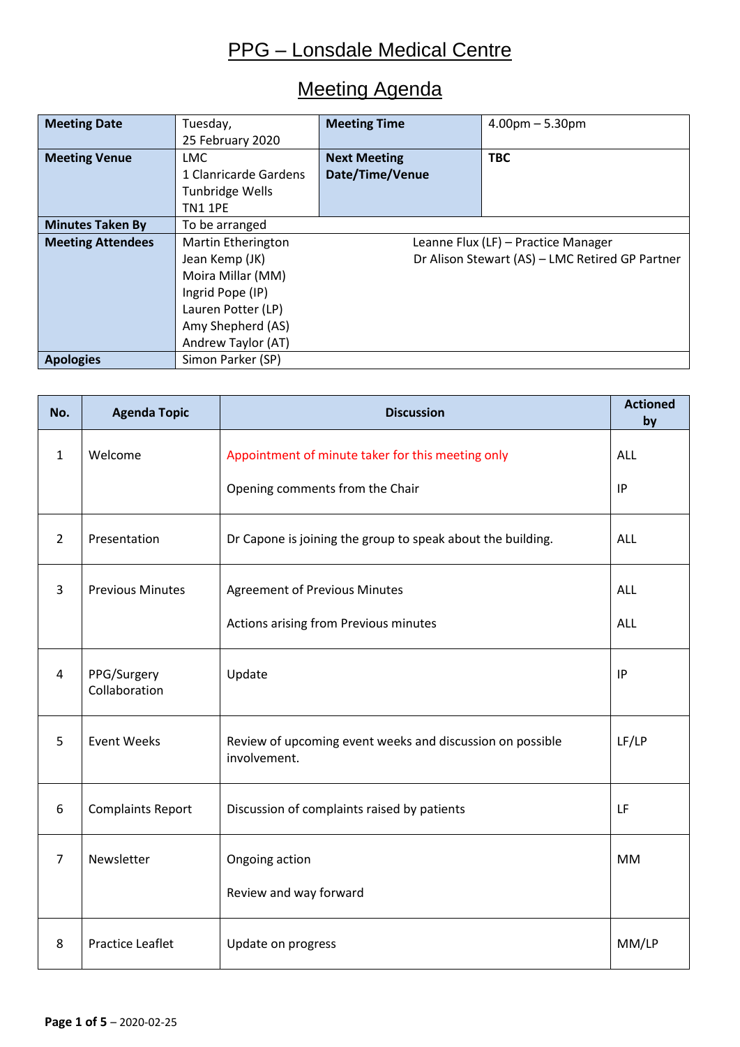# PPG – Lonsdale Medical Centre

## Meeting Agenda

| **Meeting Date** | Tuesday, 25 February 2020 | **Meeting Time** | 4.00pm – 5.30pm |
|---|---|---|---|
| **Meeting Venue** | LMC<br>1 Clanricarde Gardens<br>Tunbridge Wells<br>TN1 1PE | **Next Meeting Date/Time/Venue** | **TBC** |
| **Minutes Taken By** | To be arranged | | |
| **Meeting Attendees** | Martin Etherington<br>Jean Kemp (JK)<br>Moira Millar (MM)<br>Ingrid Pope (IP)<br>Lauren Potter (LP)<br>Amy Shepherd (AS)<br>Andrew Taylor (AT) | Leanne Flux (LF) – Practice Manager<br>Dr Alison Stewart (AS) – LMC Retired GP Partner | |
| **Apologies** | Simon Parker (SP) | | |

| No. | Agenda Topic | Discussion | Actioned by |
|---|---|---|---|
| 1 | Welcome | Appointment of minute taker for this meeting only<br><br>Opening comments from the Chair | ALL<br><br>IP |
| 2 | Presentation | Dr Capone is joining the group to speak about the building. | ALL |
| 3 | Previous Minutes | Agreement of Previous Minutes<br><br>Actions arising from Previous minutes | ALL<br><br>ALL |
| 4 | PPG/Surgery Collaboration | Update | IP |
| 5 | Event Weeks | Review of upcoming event weeks and discussion on possible involvement. | LF/LP |
| 6 | Complaints Report | Discussion of complaints raised by patients | LF |
| 7 | Newsletter | Ongoing action<br><br>Review and way forward | MM |
| 8 | Practice Leaflet | Update on progress | MM/LP |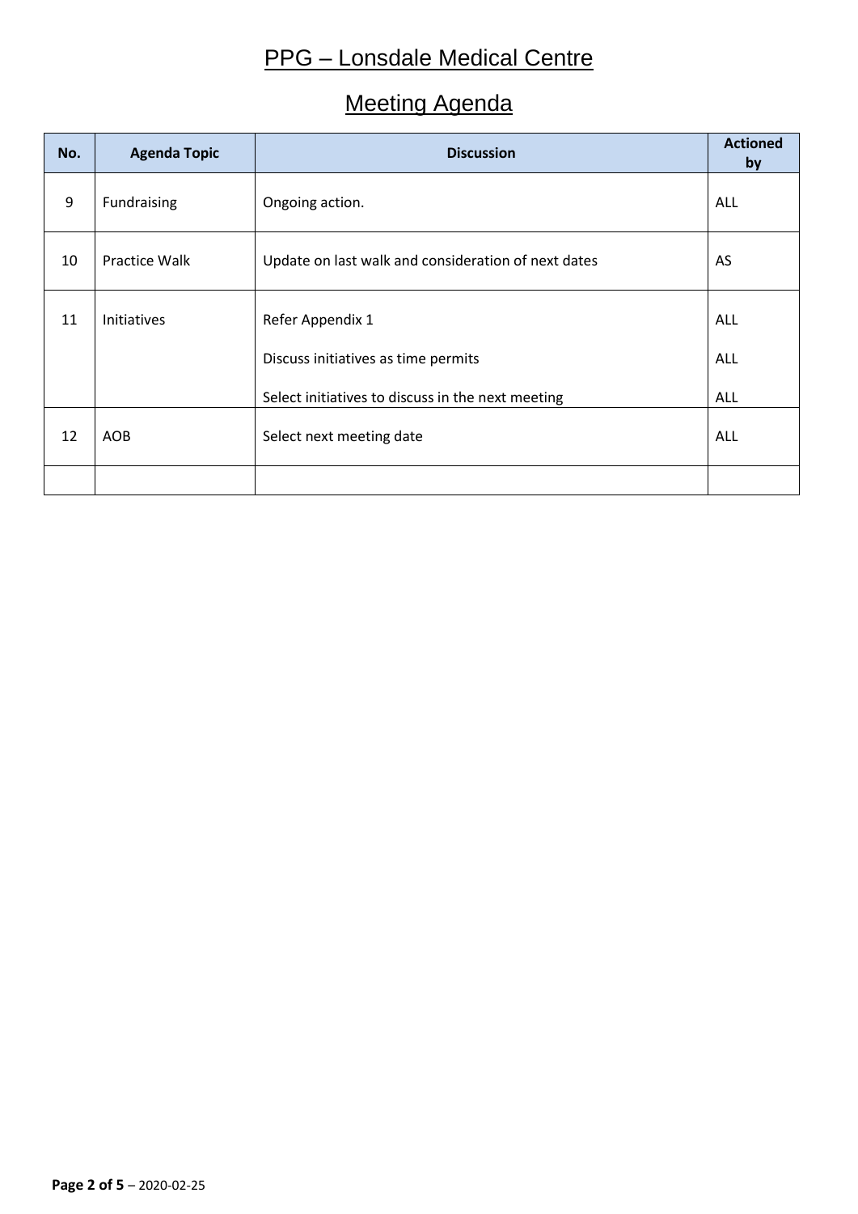# PPG – Lonsdale Medical Centre

## Meeting Agenda

| No. | Agenda Topic | Discussion | Actioned by |
|---|---|---|---|
| 9 | Fundraising | Ongoing action. | ALL |
| 10 | Practice Walk | Update on last walk and consideration of next dates | AS |
| 11 | Initiatives | Refer Appendix 1<br><br>Discuss initiatives as time permits<br><br>Select initiatives to discuss in the next meeting | ALL<br><br>ALL<br><br>ALL |
| 12 | AOB | Select next meeting date | ALL |
| | | | |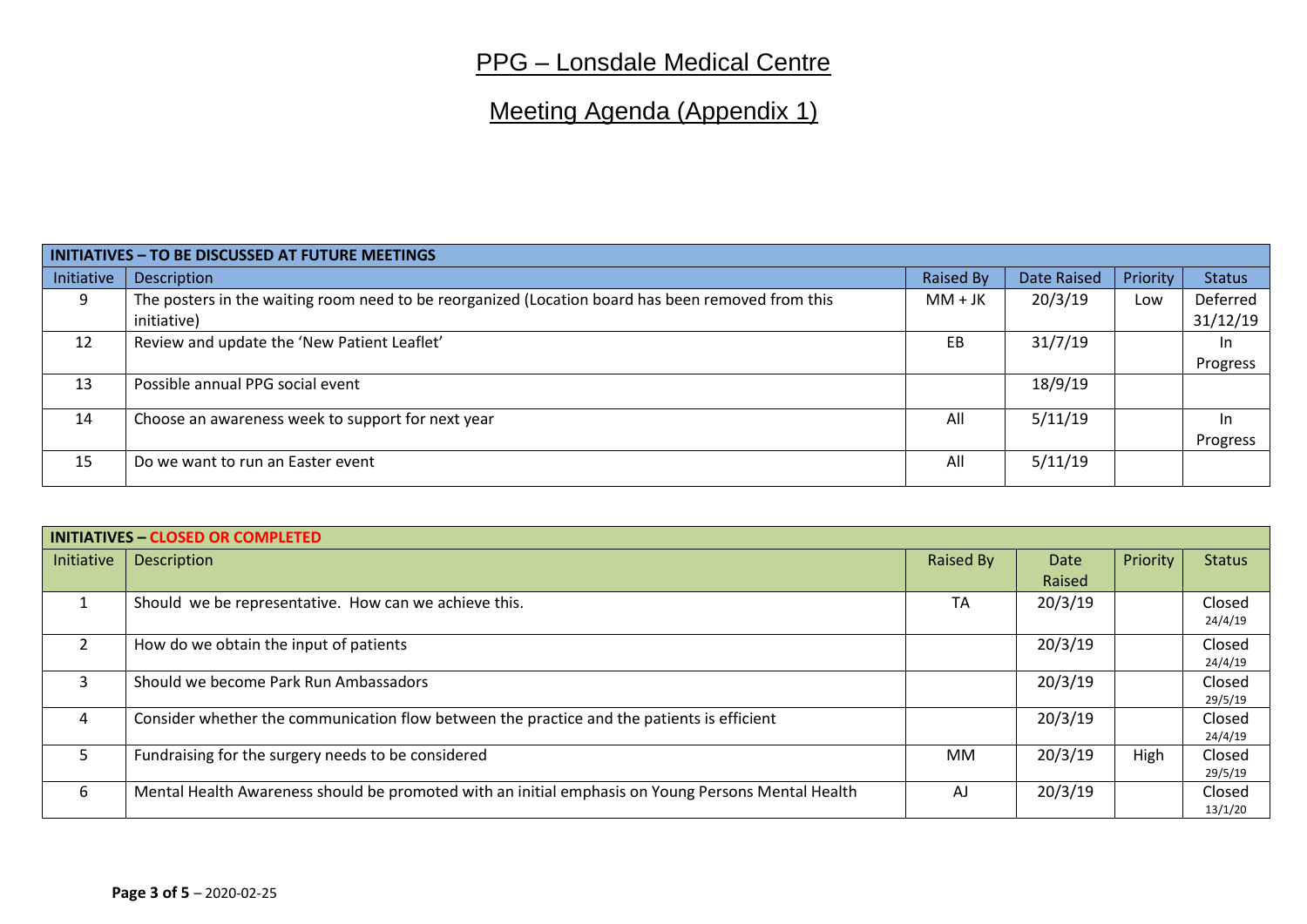# PPG – Lonsdale Medical Centre

## Meeting Agenda (Appendix 1)

| **INITIATIVES – TO BE DISCUSSED AT FUTURE MEETINGS** | | | | | |
|---|---|---|---|---|---|
| Initiative | Description | Raised By | Date Raised | Priority | Status |
| 9 | The posters in the waiting room need to be reorganized (Location board has been removed from this initiative) | MM + JK | 20/3/19 | Low | Deferred 31/12/19 |
| 12 | Review and update the 'New Patient Leaflet' | EB | 31/7/19 | | In Progress |
| 13 | Possible annual PPG social event | | 18/9/19 | | |
| 14 | Choose an awareness week to support for next year | All | 5/11/19 | | In Progress |
| 15 | Do we want to run an Easter event | All | 5/11/19 | | |

| **INITIATIVES – CLOSED OR COMPLETED** | | | | | |
|---|---|---|---|---|---|
| Initiative | Description | Raised By | Date Raised | Priority | Status |
| 1 | Should we be representative. How can we achieve this. | TA | 20/3/19 | | Closed 24/4/19 |
| 2 | How do we obtain the input of patients | | 20/3/19 | | Closed 24/4/19 |
| 3 | Should we become Park Run Ambassadors | | 20/3/19 | | Closed 29/5/19 |
| 4 | Consider whether the communication flow between the practice and the patients is efficient | | 20/3/19 | | Closed 24/4/19 |
| 5 | Fundraising for the surgery needs to be considered | MM | 20/3/19 | High | Closed 29/5/19 |
| 6 | Mental Health Awareness should be promoted with an initial emphasis on Young Persons Mental Health | AJ | 20/3/19 | | Closed 13/1/20 |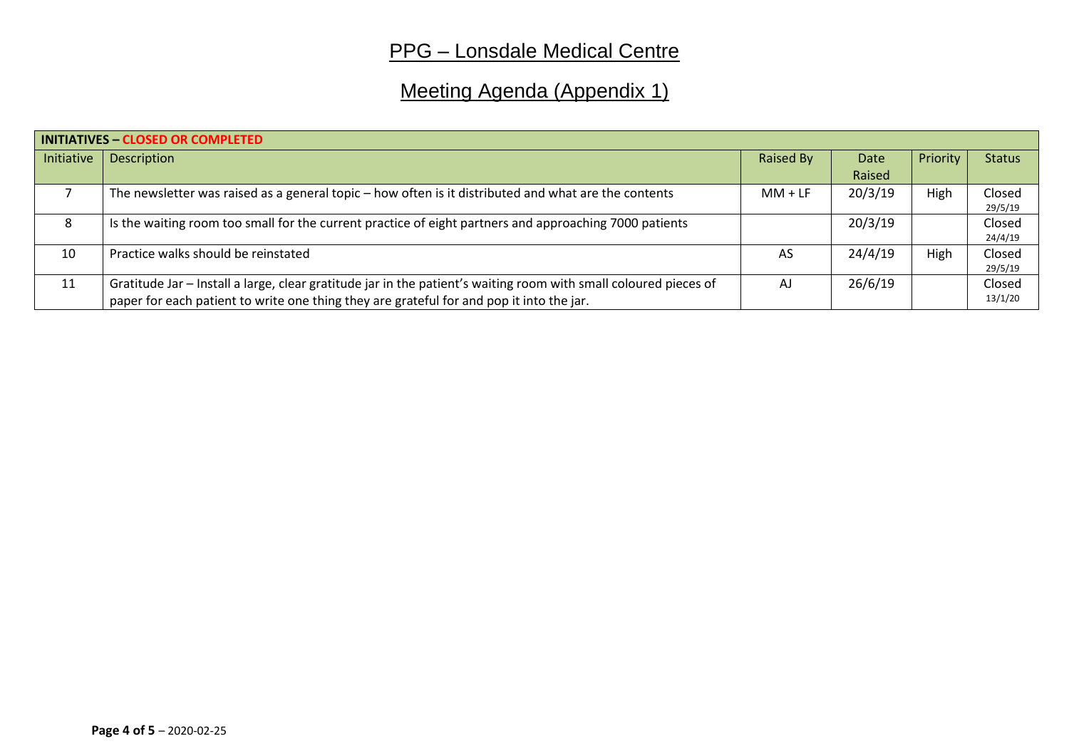# PPG – Lonsdale Medical Centre

## Meeting Agenda (Appendix 1)

| **INITIATIVES – CLOSED OR COMPLETED** | | | | | |
|---|---|---|---|---|---|
| Initiative | Description | Raised By | Date Raised | Priority | Status |
| 7 | The newsletter was raised as a general topic – how often is it distributed and what are the contents | MM + LF | 20/3/19 | High | Closed 29/5/19 |
| 8 | Is the waiting room too small for the current practice of eight partners and approaching 7000 patients | | 20/3/19 | | Closed 24/4/19 |
| 10 | Practice walks should be reinstated | AS | 24/4/19 | High | Closed 29/5/19 |
| 11 | Gratitude Jar – Install a large, clear gratitude jar in the patient's waiting room with small coloured pieces of paper for each patient to write one thing they are grateful for and pop it into the jar. | AJ | 26/6/19 | | Closed 13/1/20 |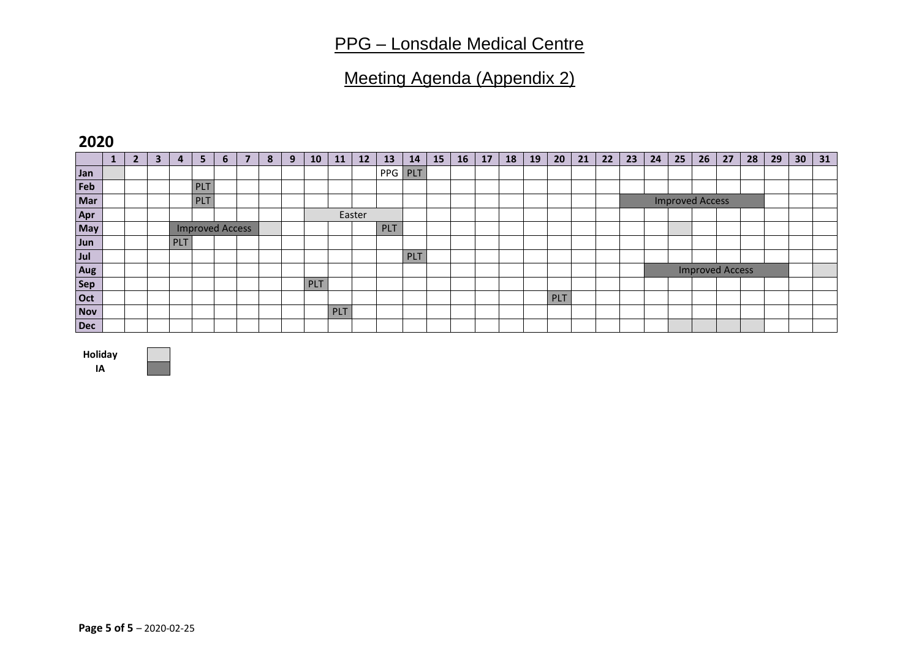# PPG – Lonsdale Medical Centre

## Meeting Agenda (Appendix 2)

**2020**

| | 1 | 2 | 3 | 4 | 5 | 6 | 7 | 8 | 9 | 10 | 11 | 12 | 13 | 14 | 15 | 16 | 17 | 18 | 19 | 20 | 21 | 22 | 23 | 24 | 25 | 26 | 27 | 28 | 29 | 30 | 31 |
|---|---|---|---|---|---|---|---|---|---|---|---|---|---|---|---|---|---|---|---|---|---|---|---|---|---|---|---|---|---|---|---|
| **Jan** | | | | | | | | | | | | | PPG | PLT | | | | | | | | | | | | | | | | | |
| **Feb** | | | | | PLT | | | | | | | | | | | | | | | | | | | | | | | | | | |
| **Mar** | | | | | PLT | | | | | | | | | | | | | | | | | | Improved Access | | | | | | | | |
| **Apr** | | | | | | | | | | Easter | | | | | | | | | | | | | | | | | | | | | |
| **May** | | | | Improved Access | | | | | | | | | PLT | | | | | | | | | | | | | | | | | | |
| **Jun** | | | | PLT | | | | | | | | | | | | | | | | | | | | | | | | | | | |
| **Jul** | | | | | | | | | | | | | | PLT | | | | | | | | | | | | | | | | | |
| **Aug** | | | | | | | | | | | | | | | | | | | | | | | | Improved Access | | | | | | | |
| **Sep** | | | | | | | | | | PLT | | | | | | | | | | | | | | | | | | | | | |
| **Oct** | | | | | | | | | | | | | | | | | | | | PLT | | | | | | | | | | | |
| **Nov** | | | | | | | | | | | PLT | | | | | | | | | | | | | | | | | | | | |
| **Dec** | | | | | | | | | | | | | | | | | | | | | | | | | | | | | | | |

**Holiday**

**IA**